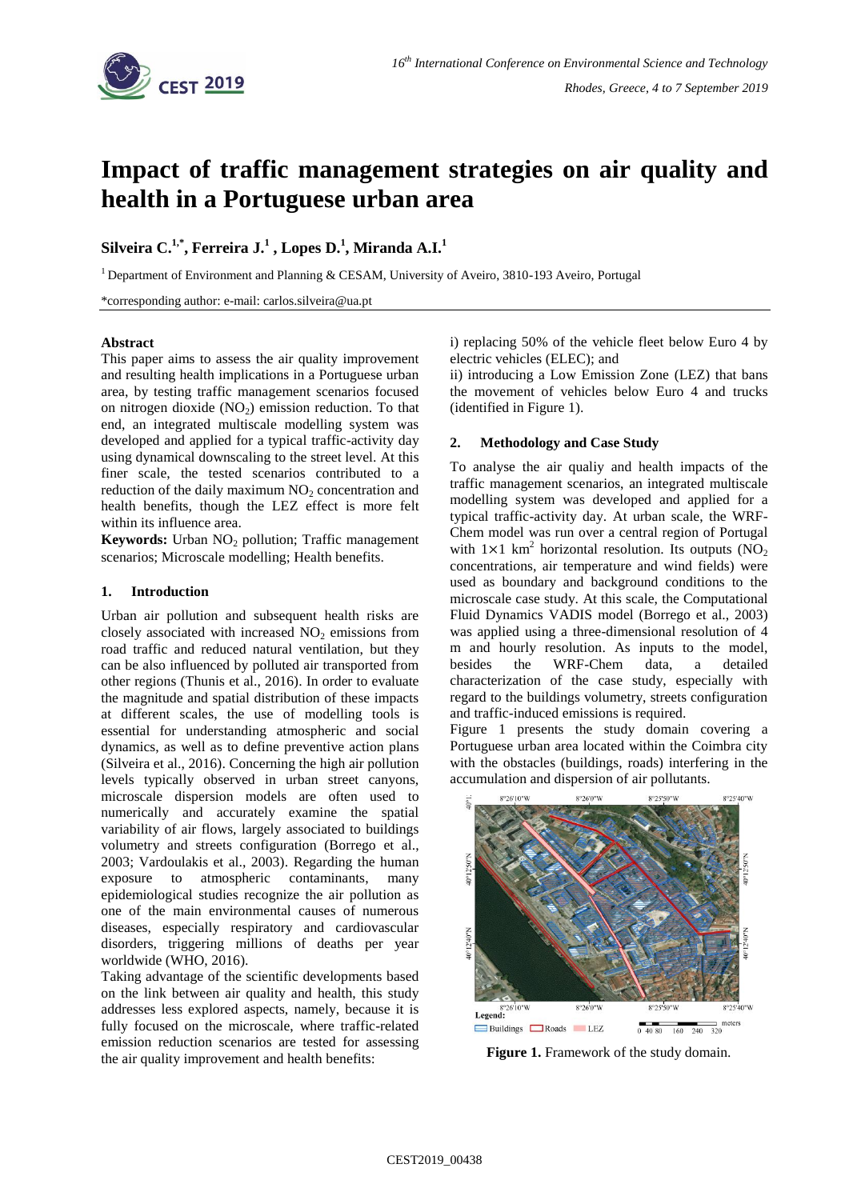# Impact of traffic management strategies on air quality and health in a Portuguese urban area

**Silveira C.[1,*], Ferreira J.[1], Lopes D.[1], Miranda A.I.[1]**

[1] Department of Environment and Planning & CESAM, University of Aveiro, 3810-193 Aveiro, Portugal

*corresponding author: e-mail: carlos.silveira@ua.pt

## Abstract

This paper aims to assess the air quality improvement and resulting health implications in a Portuguese urban area, by testing traffic management scenarios focused on nitrogen dioxide ($NO_2$) emission reduction. To that end, an integrated multiscale modelling system was developed and applied for a typical traffic-activity day using dynamical downscaling to the street level. At this finer scale, the tested scenarios contributed to a reduction of the daily maximum $NO_2$ concentration and health benefits, though the LEZ effect is more felt within its influence area.

**Keywords:** Urban $NO_2$ pollution; Traffic management scenarios; Microscale modelling; Health benefits.

## 1. Introduction

Urban air pollution and subsequent health risks are closely associated with increased $NO_2$ emissions from road traffic and reduced natural ventilation, but they can be also influenced by polluted air transported from other regions (Thunis et al., 2016). In order to evaluate the magnitude and spatial distribution of these impacts at different scales, the use of modelling tools is essential for understanding atmospheric and social dynamics, as well as to define preventive action plans (Silveira et al., 2016). Concerning the high air pollution levels typically observed in urban street canyons, microscale dispersion models are often used to numerically and accurately examine the spatial variability of air flows, largely associated to buildings volumetry and streets configuration (Borrego et al., 2003; Vardoulakis et al., 2003). Regarding the human exposure to atmospheric contaminants, many epidemiological studies recognize the air pollution as one of the main environmental causes of numerous diseases, especially respiratory and cardiovascular disorders, triggering millions of deaths per year worldwide (WHO, 2016).

Taking advantage of the scientific developments based on the link between air quality and health, this study addresses less explored aspects, namely, because it is fully focused on the microscale, where traffic-related emission reduction scenarios are tested for assessing the air quality improvement and health benefits:

i) replacing 50% of the vehicle fleet below Euro 4 by electric vehicles (ELEC); and

ii) introducing a Low Emission Zone (LEZ) that bans the movement of vehicles below Euro 4 and trucks (identified in Figure 1).

## 2. Methodology and Case Study

To analyse the air qualiy and health impacts of the traffic management scenarios, an integrated multiscale modelling system was developed and applied for a typical traffic-activity day. At urban scale, the WRF-Chem model was run over a central region of Portugal with $1 \times 1$ km$^2$ horizontal resolution. Its outputs ($NO_2$ concentrations, air temperature and wind fields) were used as boundary and background conditions to the microscale case study. At this scale, the Computational Fluid Dynamics VADIS model (Borrego et al., 2003) was applied using a three-dimensional resolution of 4 m and hourly resolution. As inputs to the model, besides the WRF-Chem data, a detailed characterization of the case study, especially with regard to the buildings volumetry, streets configuration and traffic-induced emissions is required.

Figure 1 presents the study domain covering a Portuguese urban area located within the Coimbra city with the obstacles (buildings, roads) interfering in the accumulation and dispersion of air pollutants.

**Figure 1.** Framework of the study domain.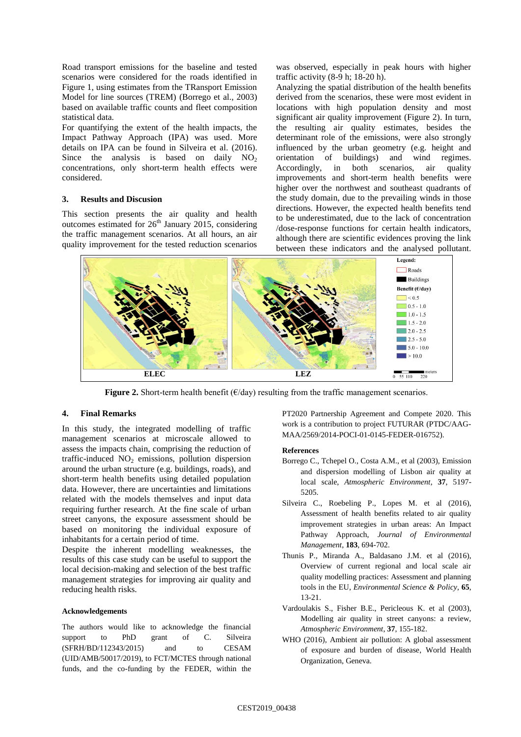Road transport emissions for the baseline and tested scenarios were considered for the roads identified in Figure 1, using estimates from the TRansport Emission Model for line sources (TREM) (Borrego et al., 2003) based on available traffic counts and fleet composition statistical data.

For quantifying the extent of the health impacts, the Impact Pathway Approach (IPA) was used. More details on IPA can be found in Silveira et al. (2016). Since the analysis is based on daily $NO_2$ concentrations, only short-term health effects were considered.

## 3. Results and Discusion

This section presents the air quality and health outcomes estimated for 26th January 2015, considering the traffic management scenarios. At all hours, an air quality improvement for the tested reduction scenarios was observed, especially in peak hours with higher traffic activity (8-9 h; 18-20 h).

Analyzing the spatial distribution of the health benefits derived from the scenarios, these were most evident in locations with high population density and most significant air quality improvement (Figure 2). In turn, the resulting air quality estimates, besides the determinant role of the emissions, were also strongly influenced by the urban geometry (e.g. height and orientation of buildings) and wind regimes. Accordingly, in both scenarios, air quality improvements and short-term health benefits were higher over the northwest and southeast quadrants of the study domain, due to the prevailing winds in those directions. However, the expected health benefits tend to be underestimated, due to the lack of concentration /dose-response functions for certain health indicators, although there are scientific evidences proving the link between these indicators and the analysed pollutant.

ELEC

LEZ

Legend:
Roads
Buildings
Benefit (€/day)
< 0.5
0.5 - 1.0
1.0 - 1.5
1.5 - 2.0
2.0 - 2.5
2.5 - 5.0
5.0 - 10.0
> 10.0

0 55 110 220 meters

**Figure 2.** Short-term health benefit (€/day) resulting from the traffic management scenarios.

## 4. Final Remarks

In this study, the integrated modelling of traffic management scenarios at microscale allowed to assess the impacts chain, comprising the reduction of traffic-induced $NO_2$ emissions, pollution dispersion around the urban structure (e.g. buildings, roads), and short-term health benefits using detailed population data. However, there are uncertainties and limitations related with the models themselves and input data requiring further research. At the fine scale of urban street canyons, the exposure assessment should be based on monitoring the individual exposure of inhabitants for a certain period of time.

Despite the inherent modelling weaknesses, the results of this case study can be useful to support the local decision-making and selection of the best traffic management strategies for improving air quality and reducing health risks.

### Acknowledgements

The authors would like to acknowledge the financial support to PhD grant of C. Silveira (SFRH/BD/112343/2015) and to CESAM (UID/AMB/50017/2019), to FCT/MCTES through national funds, and the co-funding by the FEDER, within the PT2020 Partnership Agreement and Compete 2020. This work is a contribution to project FUTURAR (PTDC/AAG-MAA/2569/2014-POCI-01-0145-FEDER-016752).

### References

Borrego C., Tchepel O., Costa A.M., et al (2003), Emission and dispersion modelling of Lisbon air quality at local scale, *Atmospheric Environment*, **37**, 5197-5205.

Silveira C., Roebeling P., Lopes M. et al (2016), Assessment of health benefits related to air quality improvement strategies in urban areas: An Impact Pathway Approach, *Journal of Environmental Management*, **183**, 694-702.

Thunis P., Miranda A., Baldasano J.M. et al (2016), Overview of current regional and local scale air quality modelling practices: Assessment and planning tools in the EU, *Environmental Science & Policy*, **65**, 13-21.

Vardoulakis S., Fisher B.E., Pericleous K. et al (2003), Modelling air quality in street canyons: a review, *Atmospheric Environment*, **37**, 155-182.

WHO (2016), Ambient air pollution: A global assessment of exposure and burden of disease, World Health Organization, Geneva.